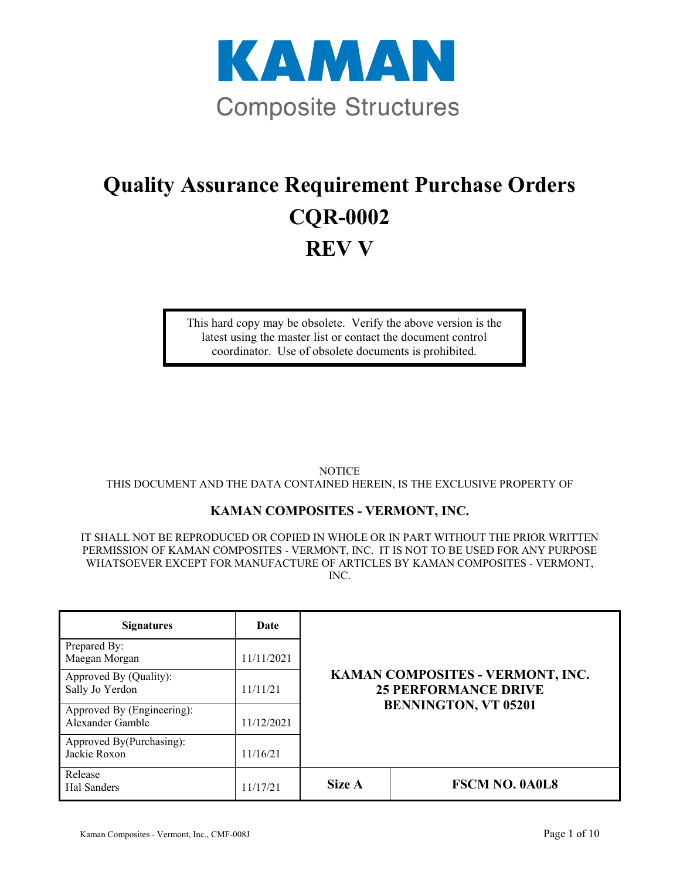# KAMAN

Composite Structures

# Quality Assurance Requirement Purchase Orders

# CQR-0002

# REV V

> This hard copy may be obsolete. Verify the above version is the latest using the master list or contact the document control coordinator. Use of obsolete documents is prohibited.

NOTICE

THIS DOCUMENT AND THE DATA CONTAINED HEREIN, IS THE EXCLUSIVE PROPERTY OF

**KAMAN COMPOSITES - VERMONT, INC.**

IT SHALL NOT BE REPRODUCED OR COPIED IN WHOLE OR IN PART WITHOUT THE PRIOR WRITTEN PERMISSION OF KAMAN COMPOSITES - VERMONT, INC. IT IS NOT TO BE USED FOR ANY PURPOSE WHATSOEVER EXCEPT FOR MANUFACTURE OF ARTICLES BY KAMAN COMPOSITES - VERMONT, INC.

| Signatures | Date | | |
|---|---|---|---|
| Prepared By: Maegan Morgan | 11/11/2021 | **KAMAN COMPOSITES - VERMONT, INC. 25 PERFORMANCE DRIVE BENNINGTON, VT 05201** | |
| Approved By (Quality): Sally Jo Yerdon | 11/11/21 | | |
| Approved By (Engineering): Alexander Gamble | 11/12/2021 | | |
| Approved By(Purchasing): Jackie Roxon | 11/16/21 | | |
| Release Hal Sanders | 11/17/21 | **Size A** | **FSCM NO. 0A0L8** |

Kaman Composites - Vermont, Inc., CMF-008J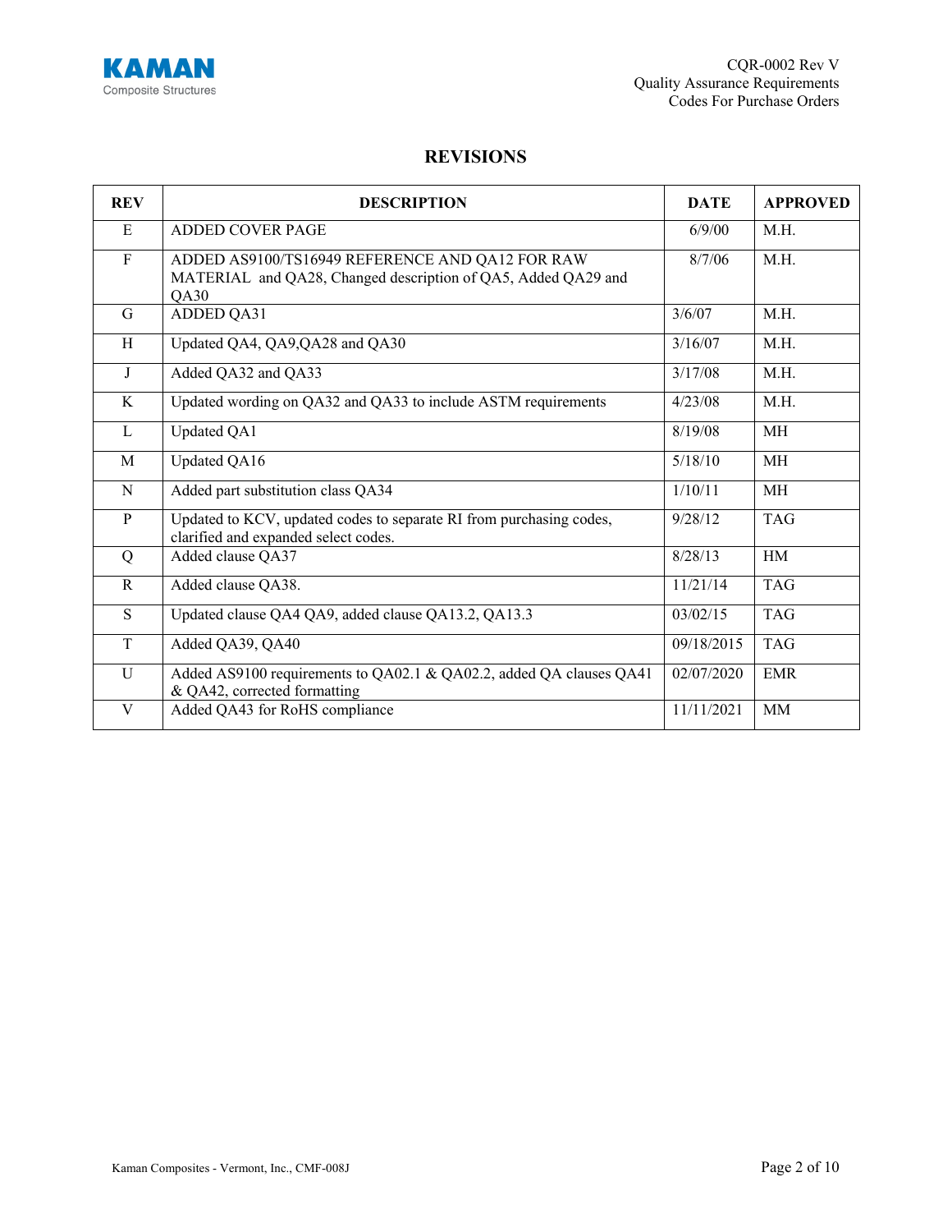## REVISIONS

| REV | DESCRIPTION | DATE | APPROVED |
|---|---|---|---|
| E | ADDED COVER PAGE | 6/9/00 | M.H. |
| F | ADDED AS9100/TS16949 REFERENCE AND QA12 FOR RAW MATERIAL and QA28, Changed description of QA5, Added QA29 and QA30 | 8/7/06 | M.H. |
| G | ADDED QA31 | 3/6/07 | M.H. |
| H | Updated QA4, QA9,QA28 and QA30 | 3/16/07 | M.H. |
| J | Added QA32 and QA33 | 3/17/08 | M.H. |
| K | Updated wording on QA32 and QA33 to include ASTM requirements | 4/23/08 | M.H. |
| L | Updated QA1 | 8/19/08 | MH |
| M | Updated QA16 | 5/18/10 | MH |
| N | Added part substitution class QA34 | 1/10/11 | MH |
| P | Updated to KCV, updated codes to separate RI from purchasing codes, clarified and expanded select codes. | 9/28/12 | TAG |
| Q | Added clause QA37 | 8/28/13 | HM |
| R | Added clause QA38. | 11/21/14 | TAG |
| S | Updated clause QA4 QA9, added clause QA13.2, QA13.3 | 03/02/15 | TAG |
| T | Added QA39, QA40 | 09/18/2015 | TAG |
| U | Added AS9100 requirements to QA02.1 & QA02.2, added QA clauses QA41 & QA42, corrected formatting | 02/07/2020 | EMR |
| V | Added QA43 for RoHS compliance | 11/11/2021 | MM |

Kaman Composites - Vermont, Inc., CMF-008J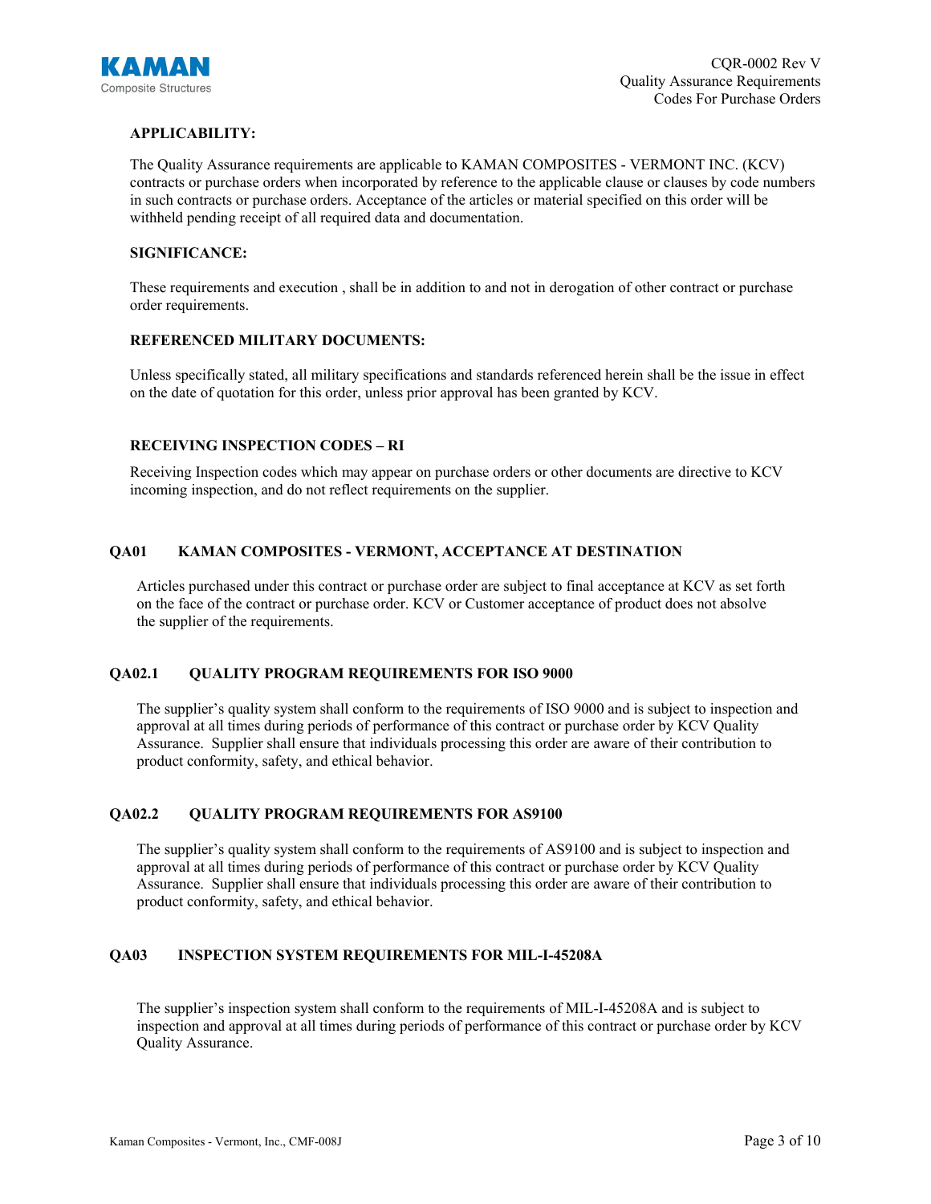**APPLICABILITY:**

The Quality Assurance requirements are applicable to KAMAN COMPOSITES - VERMONT INC. (KCV) contracts or purchase orders when incorporated by reference to the applicable clause or clauses by code numbers in such contracts or purchase orders. Acceptance of the articles or material specified on this order will be withheld pending receipt of all required data and documentation.

**SIGNIFICANCE:**

These requirements and execution , shall be in addition to and not in derogation of other contract or purchase order requirements.

**REFERENCED MILITARY DOCUMENTS:**

Unless specifically stated, all military specifications and standards referenced herein shall be the issue in effect on the date of quotation for this order, unless prior approval has been granted by KCV.

**RECEIVING INSPECTION CODES – RI**

Receiving Inspection codes which may appear on purchase orders or other documents are directive to KCV incoming inspection, and do not reflect requirements on the supplier.

**QA01 KAMAN COMPOSITES - VERMONT, ACCEPTANCE AT DESTINATION**

Articles purchased under this contract or purchase order are subject to final acceptance at KCV as set forth on the face of the contract or purchase order. KCV or Customer acceptance of product does not absolve the supplier of the requirements.

**QA02.1 QUALITY PROGRAM REQUIREMENTS FOR ISO 9000**

The supplier's quality system shall conform to the requirements of ISO 9000 and is subject to inspection and approval at all times during periods of performance of this contract or purchase order by KCV Quality Assurance. Supplier shall ensure that individuals processing this order are aware of their contribution to product conformity, safety, and ethical behavior.

**QA02.2 QUALITY PROGRAM REQUIREMENTS FOR AS9100**

The supplier's quality system shall conform to the requirements of AS9100 and is subject to inspection and approval at all times during periods of performance of this contract or purchase order by KCV Quality Assurance. Supplier shall ensure that individuals processing this order are aware of their contribution to product conformity, safety, and ethical behavior.

**QA03 INSPECTION SYSTEM REQUIREMENTS FOR MIL-I-45208A**

The supplier's inspection system shall conform to the requirements of MIL-I-45208A and is subject to inspection and approval at all times during periods of performance of this contract or purchase order by KCV Quality Assurance.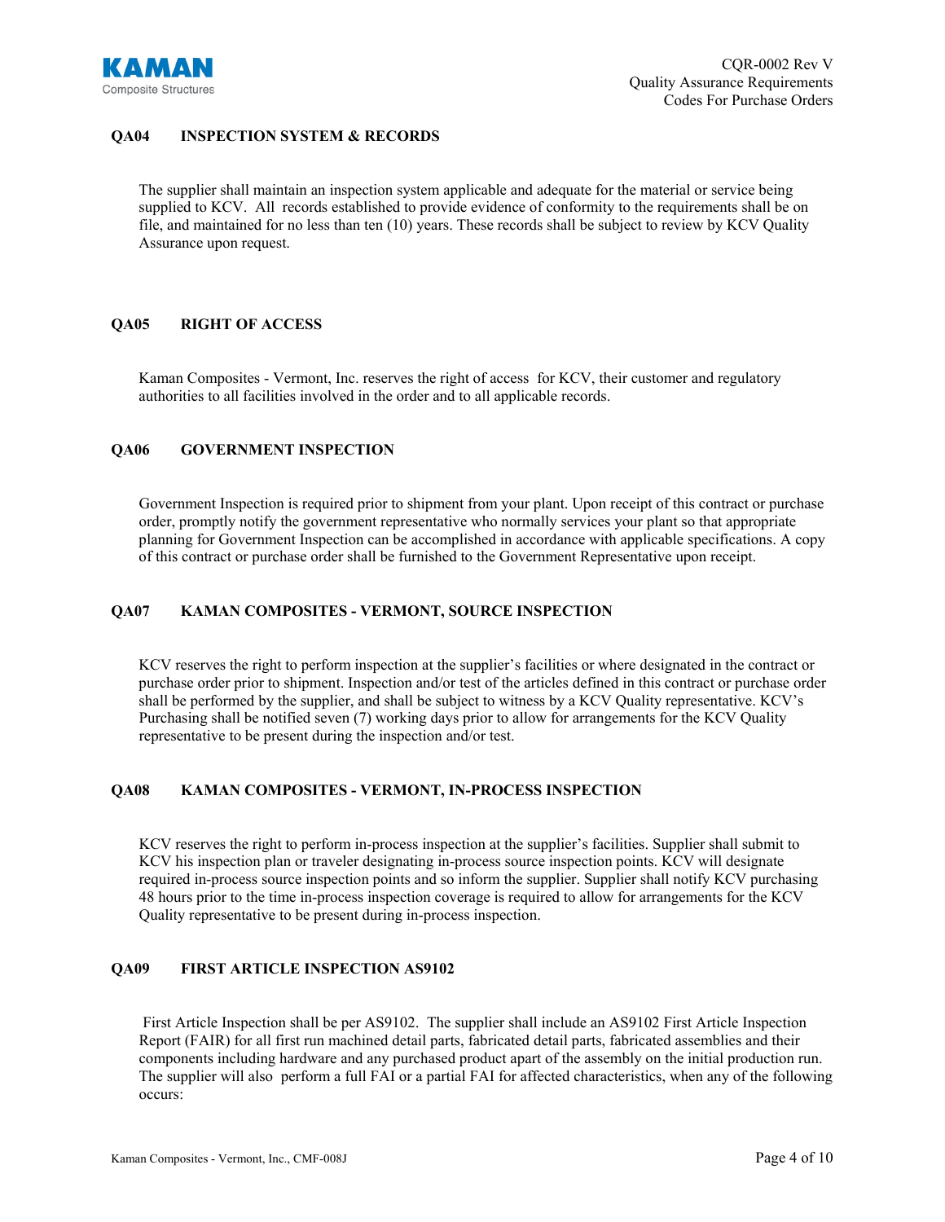## QA04 INSPECTION SYSTEM & RECORDS

The supplier shall maintain an inspection system applicable and adequate for the material or service being supplied to KCV. All records established to provide evidence of conformity to the requirements shall be on file, and maintained for no less than ten (10) years. These records shall be subject to review by KCV Quality Assurance upon request.

## QA05 RIGHT OF ACCESS

Kaman Composites - Vermont, Inc. reserves the right of access for KCV, their customer and regulatory authorities to all facilities involved in the order and to all applicable records.

## QA06 GOVERNMENT INSPECTION

Government Inspection is required prior to shipment from your plant. Upon receipt of this contract or purchase order, promptly notify the government representative who normally services your plant so that appropriate planning for Government Inspection can be accomplished in accordance with applicable specifications. A copy of this contract or purchase order shall be furnished to the Government Representative upon receipt.

## QA07 KAMAN COMPOSITES - VERMONT, SOURCE INSPECTION

KCV reserves the right to perform inspection at the supplier's facilities or where designated in the contract or purchase order prior to shipment. Inspection and/or test of the articles defined in this contract or purchase order shall be performed by the supplier, and shall be subject to witness by a KCV Quality representative. KCV's Purchasing shall be notified seven (7) working days prior to allow for arrangements for the KCV Quality representative to be present during the inspection and/or test.

## QA08 KAMAN COMPOSITES - VERMONT, IN-PROCESS INSPECTION

KCV reserves the right to perform in-process inspection at the supplier's facilities. Supplier shall submit to KCV his inspection plan or traveler designating in-process source inspection points. KCV will designate required in-process source inspection points and so inform the supplier. Supplier shall notify KCV purchasing 48 hours prior to the time in-process inspection coverage is required to allow for arrangements for the KCV Quality representative to be present during in-process inspection.

## QA09 FIRST ARTICLE INSPECTION AS9102

First Article Inspection shall be per AS9102. The supplier shall include an AS9102 First Article Inspection Report (FAIR) for all first run machined detail parts, fabricated detail parts, fabricated assemblies and their components including hardware and any purchased product apart of the assembly on the initial production run. The supplier will also perform a full FAI or a partial FAI for affected characteristics, when any of the following occurs: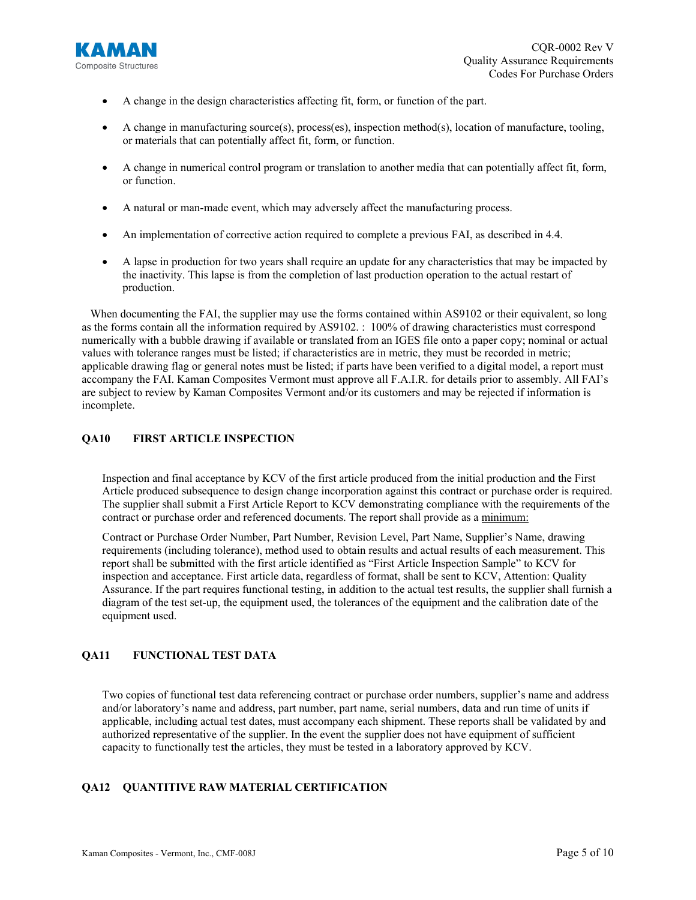- A change in the design characteristics affecting fit, form, or function of the part.
- A change in manufacturing source(s), process(es), inspection method(s), location of manufacture, tooling, or materials that can potentially affect fit, form, or function.
- A change in numerical control program or translation to another media that can potentially affect fit, form, or function.
- A natural or man-made event, which may adversely affect the manufacturing process.
- An implementation of corrective action required to complete a previous FAI, as described in 4.4.
- A lapse in production for two years shall require an update for any characteristics that may be impacted by the inactivity. This lapse is from the completion of last production operation to the actual restart of production.

When documenting the FAI, the supplier may use the forms contained within AS9102 or their equivalent, so long as the forms contain all the information required by AS9102. : 100% of drawing characteristics must correspond numerically with a bubble drawing if available or translated from an IGES file onto a paper copy; nominal or actual values with tolerance ranges must be listed; if characteristics are in metric, they must be recorded in metric; applicable drawing flag or general notes must be listed; if parts have been verified to a digital model, a report must accompany the FAI. Kaman Composites Vermont must approve all F.A.I.R. for details prior to assembly. All FAI's are subject to review by Kaman Composites Vermont and/or its customers and may be rejected if information is incomplete.

## QA10 FIRST ARTICLE INSPECTION

Inspection and final acceptance by KCV of the first article produced from the initial production and the First Article produced subsequence to design change incorporation against this contract or purchase order is required. The supplier shall submit a First Article Report to KCV demonstrating compliance with the requirements of the contract or purchase order and referenced documents. The report shall provide as a minimum:

Contract or Purchase Order Number, Part Number, Revision Level, Part Name, Supplier's Name, drawing requirements (including tolerance), method used to obtain results and actual results of each measurement. This report shall be submitted with the first article identified as "First Article Inspection Sample" to KCV for inspection and acceptance. First article data, regardless of format, shall be sent to KCV, Attention: Quality Assurance. If the part requires functional testing, in addition to the actual test results, the supplier shall furnish a diagram of the test set-up, the equipment used, the tolerances of the equipment and the calibration date of the equipment used.

## QA11 FUNCTIONAL TEST DATA

Two copies of functional test data referencing contract or purchase order numbers, supplier's name and address and/or laboratory's name and address, part number, part name, serial numbers, data and run time of units if applicable, including actual test dates, must accompany each shipment. These reports shall be validated by and authorized representative of the supplier. In the event the supplier does not have equipment of sufficient capacity to functionally test the articles, they must be tested in a laboratory approved by KCV.

## QA12 QUANTITIVE RAW MATERIAL CERTIFICATION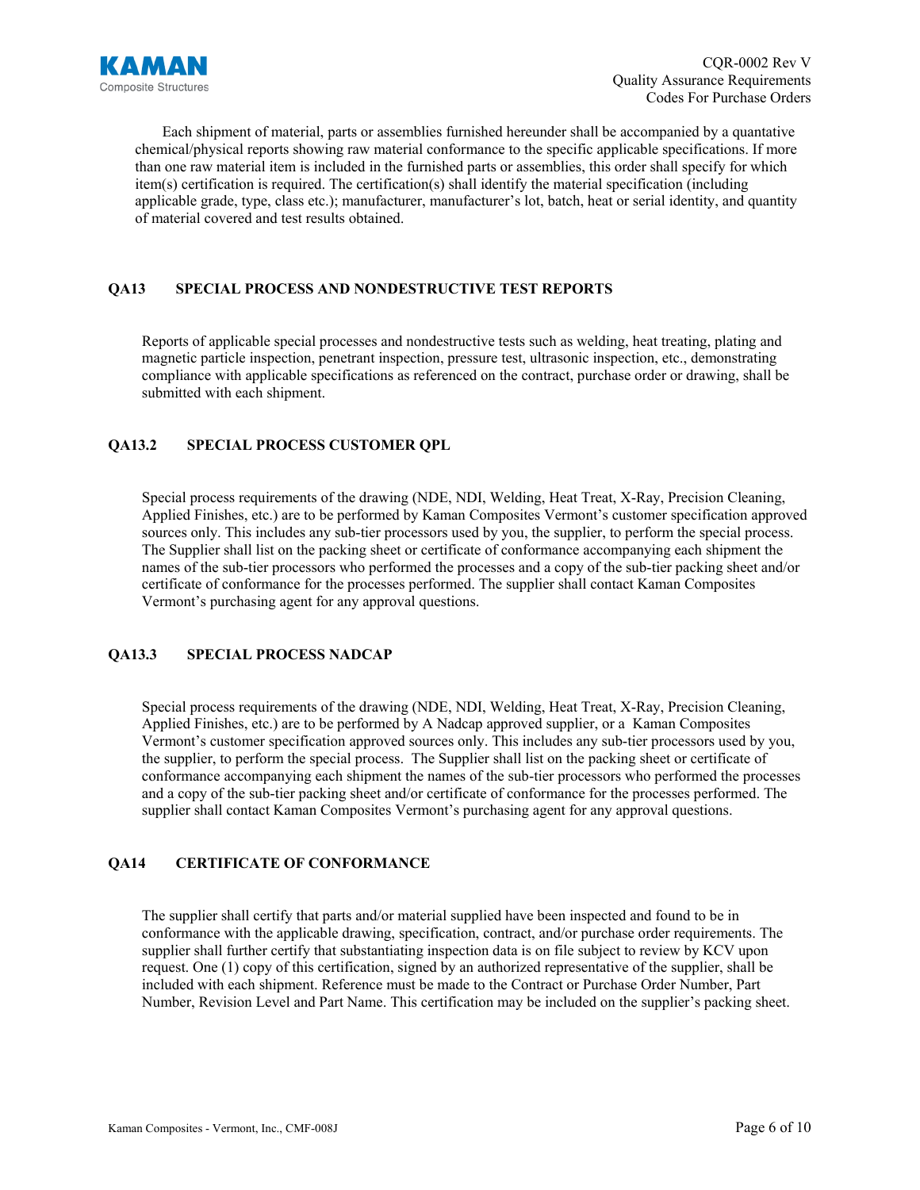Each shipment of material, parts or assemblies furnished hereunder shall be accompanied by a quantative chemical/physical reports showing raw material conformance to the specific applicable specifications. If more than one raw material item is included in the furnished parts or assemblies, this order shall specify for which item(s) certification is required. The certification(s) shall identify the material specification (including applicable grade, type, class etc.); manufacturer, manufacturer's lot, batch, heat or serial identity, and quantity of material covered and test results obtained.

## QA13 SPECIAL PROCESS AND NONDESTRUCTIVE TEST REPORTS

Reports of applicable special processes and nondestructive tests such as welding, heat treating, plating and magnetic particle inspection, penetrant inspection, pressure test, ultrasonic inspection, etc., demonstrating compliance with applicable specifications as referenced on the contract, purchase order or drawing, shall be submitted with each shipment.

## QA13.2 SPECIAL PROCESS CUSTOMER QPL

Special process requirements of the drawing (NDE, NDI, Welding, Heat Treat, X-Ray, Precision Cleaning, Applied Finishes, etc.) are to be performed by Kaman Composites Vermont's customer specification approved sources only. This includes any sub-tier processors used by you, the supplier, to perform the special process. The Supplier shall list on the packing sheet or certificate of conformance accompanying each shipment the names of the sub-tier processors who performed the processes and a copy of the sub-tier packing sheet and/or certificate of conformance for the processes performed. The supplier shall contact Kaman Composites Vermont's purchasing agent for any approval questions.

## QA13.3 SPECIAL PROCESS NADCAP

Special process requirements of the drawing (NDE, NDI, Welding, Heat Treat, X-Ray, Precision Cleaning, Applied Finishes, etc.) are to be performed by A Nadcap approved supplier, or a Kaman Composites Vermont's customer specification approved sources only. This includes any sub-tier processors used by you, the supplier, to perform the special process. The Supplier shall list on the packing sheet or certificate of conformance accompanying each shipment the names of the sub-tier processors who performed the processes and a copy of the sub-tier packing sheet and/or certificate of conformance for the processes performed. The supplier shall contact Kaman Composites Vermont's purchasing agent for any approval questions.

## QA14 CERTIFICATE OF CONFORMANCE

The supplier shall certify that parts and/or material supplied have been inspected and found to be in conformance with the applicable drawing, specification, contract, and/or purchase order requirements. The supplier shall further certify that substantiating inspection data is on file subject to review by KCV upon request. One (1) copy of this certification, signed by an authorized representative of the supplier, shall be included with each shipment. Reference must be made to the Contract or Purchase Order Number, Part Number, Revision Level and Part Name. This certification may be included on the supplier's packing sheet.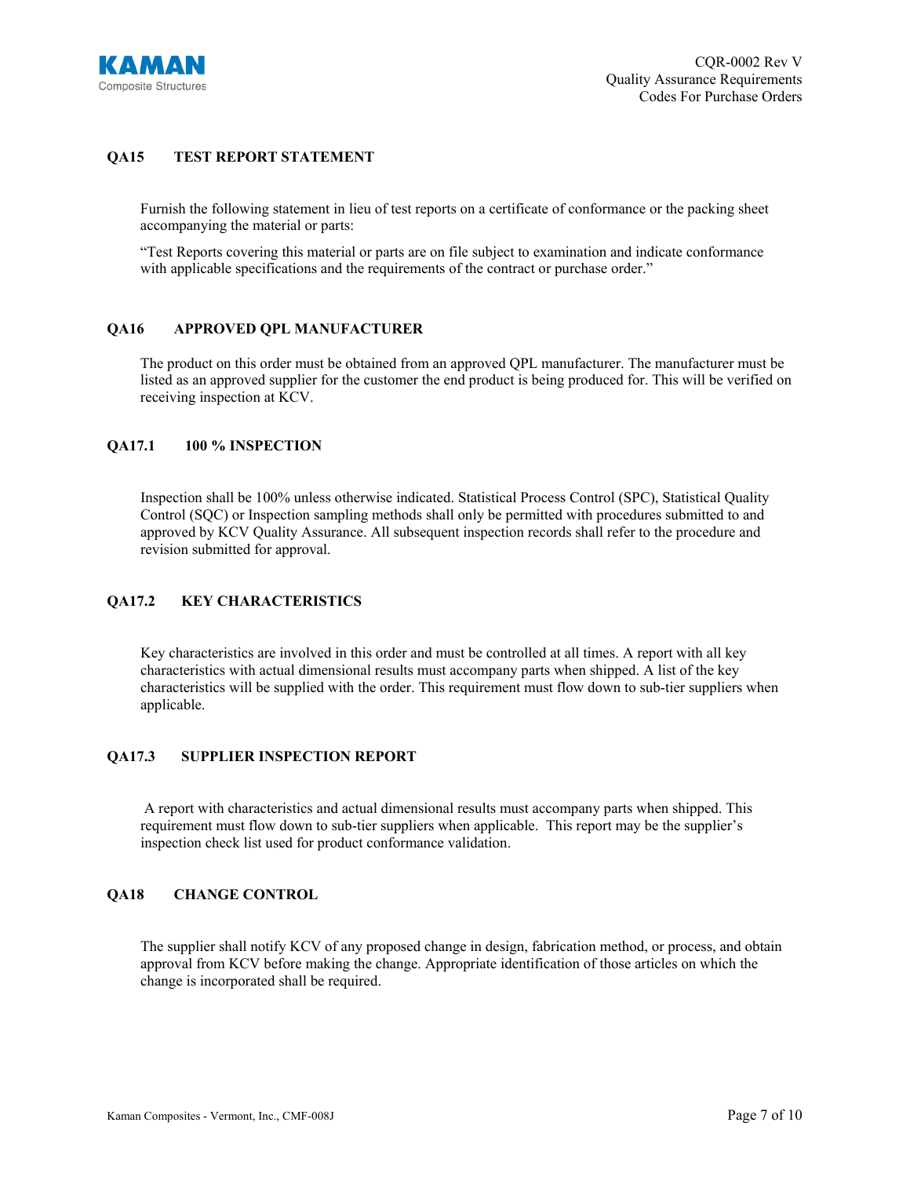## QA15 TEST REPORT STATEMENT

Furnish the following statement in lieu of test reports on a certificate of conformance or the packing sheet accompanying the material or parts:

"Test Reports covering this material or parts are on file subject to examination and indicate conformance with applicable specifications and the requirements of the contract or purchase order."

## QA16 APPROVED QPL MANUFACTURER

The product on this order must be obtained from an approved QPL manufacturer. The manufacturer must be listed as an approved supplier for the customer the end product is being produced for. This will be verified on receiving inspection at KCV.

## QA17.1 100 % INSPECTION

Inspection shall be 100% unless otherwise indicated. Statistical Process Control (SPC), Statistical Quality Control (SQC) or Inspection sampling methods shall only be permitted with procedures submitted to and approved by KCV Quality Assurance. All subsequent inspection records shall refer to the procedure and revision submitted for approval.

## QA17.2 KEY CHARACTERISTICS

Key characteristics are involved in this order and must be controlled at all times. A report with all key characteristics with actual dimensional results must accompany parts when shipped. A list of the key characteristics will be supplied with the order. This requirement must flow down to sub-tier suppliers when applicable.

## QA17.3 SUPPLIER INSPECTION REPORT

A report with characteristics and actual dimensional results must accompany parts when shipped. This requirement must flow down to sub-tier suppliers when applicable. This report may be the supplier's inspection check list used for product conformance validation.

## QA18 CHANGE CONTROL

The supplier shall notify KCV of any proposed change in design, fabrication method, or process, and obtain approval from KCV before making the change. Appropriate identification of those articles on which the change is incorporated shall be required.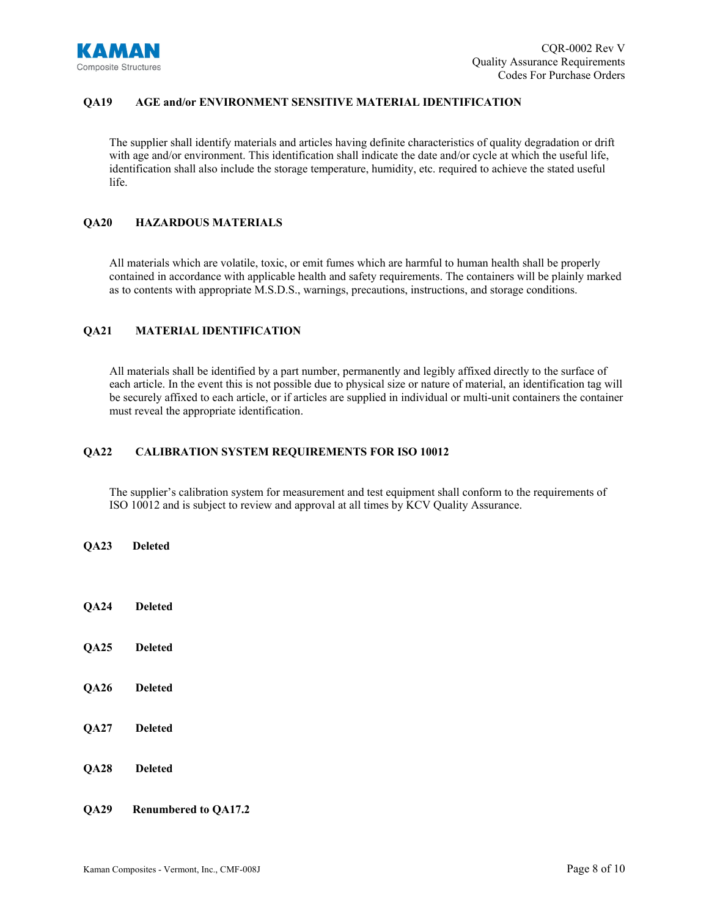### QA19 AGE and/or ENVIRONMENT SENSITIVE MATERIAL IDENTIFICATION

The supplier shall identify materials and articles having definite characteristics of quality degradation or drift with age and/or environment. This identification shall indicate the date and/or cycle at which the useful life, identification shall also include the storage temperature, humidity, etc. required to achieve the stated useful life.

### QA20 HAZARDOUS MATERIALS

All materials which are volatile, toxic, or emit fumes which are harmful to human health shall be properly contained in accordance with applicable health and safety requirements. The containers will be plainly marked as to contents with appropriate M.S.D.S., warnings, precautions, instructions, and storage conditions.

### QA21 MATERIAL IDENTIFICATION

All materials shall be identified by a part number, permanently and legibly affixed directly to the surface of each article. In the event this is not possible due to physical size or nature of material, an identification tag will be securely affixed to each article, or if articles are supplied in individual or multi-unit containers the container must reveal the appropriate identification.

### QA22 CALIBRATION SYSTEM REQUIREMENTS FOR ISO 10012

The supplier's calibration system for measurement and test equipment shall conform to the requirements of ISO 10012 and is subject to review and approval at all times by KCV Quality Assurance.

### QA23 Deleted

### QA24 Deleted

### QA25 Deleted

### QA26 Deleted

### QA27 Deleted

### QA28 Deleted

### QA29 Renumbered to QA17.2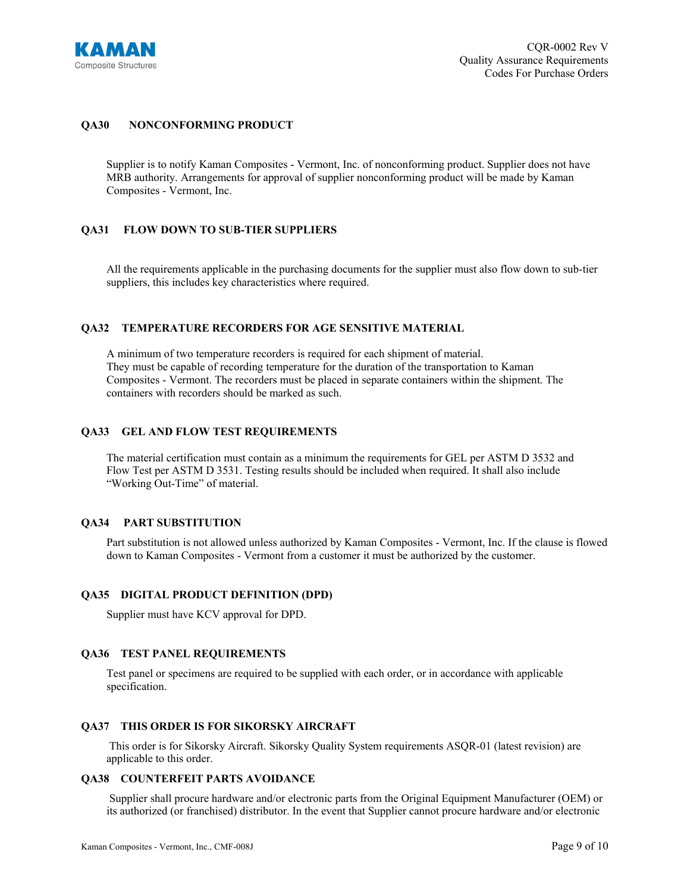### QA30 NONCONFORMING PRODUCT

Supplier is to notify Kaman Composites - Vermont, Inc. of nonconforming product. Supplier does not have MRB authority. Arrangements for approval of supplier nonconforming product will be made by Kaman Composites - Vermont, Inc.

### QA31 FLOW DOWN TO SUB-TIER SUPPLIERS

All the requirements applicable in the purchasing documents for the supplier must also flow down to sub-tier suppliers, this includes key characteristics where required.

### QA32 TEMPERATURE RECORDERS FOR AGE SENSITIVE MATERIAL

A minimum of two temperature recorders is required for each shipment of material. They must be capable of recording temperature for the duration of the transportation to Kaman Composites - Vermont. The recorders must be placed in separate containers within the shipment. The containers with recorders should be marked as such.

### QA33 GEL AND FLOW TEST REQUIREMENTS

The material certification must contain as a minimum the requirements for GEL per ASTM D 3532 and Flow Test per ASTM D 3531. Testing results should be included when required. It shall also include "Working Out-Time" of material.

### QA34 PART SUBSTITUTION

Part substitution is not allowed unless authorized by Kaman Composites - Vermont, Inc. If the clause is flowed down to Kaman Composites - Vermont from a customer it must be authorized by the customer.

### QA35 DIGITAL PRODUCT DEFINITION (DPD)

Supplier must have KCV approval for DPD.

### QA36 TEST PANEL REQUIREMENTS

Test panel or specimens are required to be supplied with each order, or in accordance with applicable specification.

### QA37 THIS ORDER IS FOR SIKORSKY AIRCRAFT

This order is for Sikorsky Aircraft. Sikorsky Quality System requirements ASQR-01 (latest revision) are applicable to this order.

### QA38 COUNTERFEIT PARTS AVOIDANCE

Supplier shall procure hardware and/or electronic parts from the Original Equipment Manufacturer (OEM) or its authorized (or franchised) distributor. In the event that Supplier cannot procure hardware and/or electronic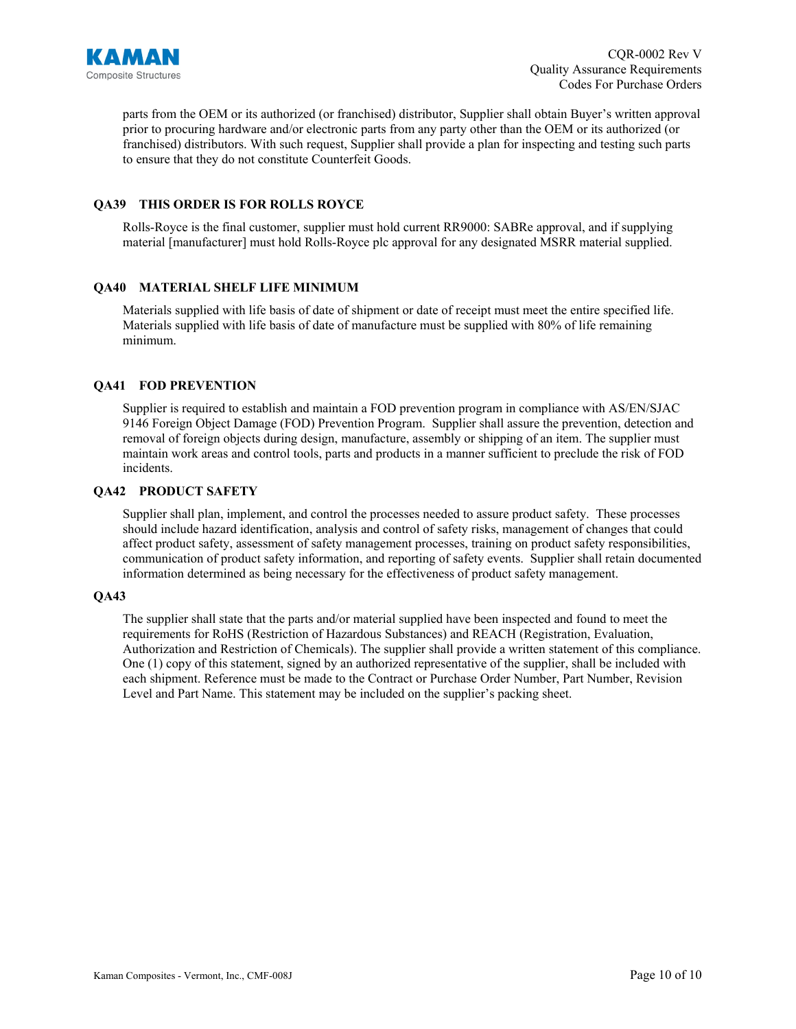parts from the OEM or its authorized (or franchised) distributor, Supplier shall obtain Buyer's written approval prior to procuring hardware and/or electronic parts from any party other than the OEM or its authorized (or franchised) distributors. With such request, Supplier shall provide a plan for inspecting and testing such parts to ensure that they do not constitute Counterfeit Goods.

### QA39 THIS ORDER IS FOR ROLLS ROYCE

Rolls-Royce is the final customer, supplier must hold current RR9000: SABRe approval, and if supplying material [manufacturer] must hold Rolls-Royce plc approval for any designated MSRR material supplied.

### QA40 MATERIAL SHELF LIFE MINIMUM

Materials supplied with life basis of date of shipment or date of receipt must meet the entire specified life. Materials supplied with life basis of date of manufacture must be supplied with 80% of life remaining minimum.

### QA41 FOD PREVENTION

Supplier is required to establish and maintain a FOD prevention program in compliance with AS/EN/SJAC 9146 Foreign Object Damage (FOD) Prevention Program. Supplier shall assure the prevention, detection and removal of foreign objects during design, manufacture, assembly or shipping of an item. The supplier must maintain work areas and control tools, parts and products in a manner sufficient to preclude the risk of FOD incidents.

### QA42 PRODUCT SAFETY

Supplier shall plan, implement, and control the processes needed to assure product safety. These processes should include hazard identification, analysis and control of safety risks, management of changes that could affect product safety, assessment of safety management processes, training on product safety responsibilities, communication of product safety information, and reporting of safety events. Supplier shall retain documented information determined as being necessary for the effectiveness of product safety management.

### QA43

The supplier shall state that the parts and/or material supplied have been inspected and found to meet the requirements for RoHS (Restriction of Hazardous Substances) and REACH (Registration, Evaluation, Authorization and Restriction of Chemicals). The supplier shall provide a written statement of this compliance. One (1) copy of this statement, signed by an authorized representative of the supplier, shall be included with each shipment. Reference must be made to the Contract or Purchase Order Number, Part Number, Revision Level and Part Name. This statement may be included on the supplier's packing sheet.